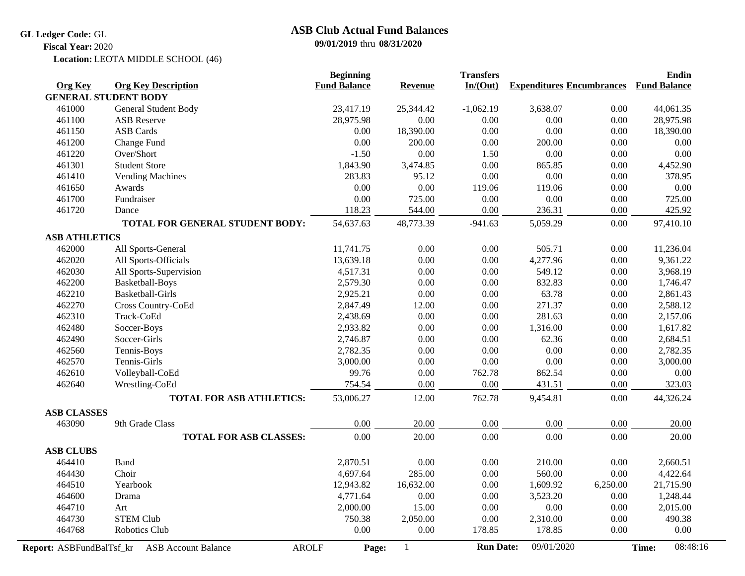GL Ledger Code: GL
Fiscal Year: 2020
Location: LEOTA MIDDLE SCHOOL (46)

# ASB Club Actual Fund Balances

**09/01/2019 thru 08/31/2020**

| Org Key | Org Key Description | Beginning Fund Balance | Revenue | Transfers In/(Out) | Expenditures | Encumbrances | Ending Fund Balance |
|---|---|---|---|---|---|---|---|
| **GENERAL STUDENT BODY** | | | | | | | |
| 461000 | General Student Body | 23,417.19 | 25,344.42 | -1,062.19 | 3,638.07 | 0.00 | 44,061.35 |
| 461100 | ASB Reserve | 28,975.98 | 0.00 | 0.00 | 0.00 | 0.00 | 28,975.98 |
| 461150 | ASB Cards | 0.00 | 18,390.00 | 0.00 | 0.00 | 0.00 | 18,390.00 |
| 461200 | Change Fund | 0.00 | 200.00 | 0.00 | 200.00 | 0.00 | 0.00 |
| 461220 | Over/Short | -1.50 | 0.00 | 1.50 | 0.00 | 0.00 | 0.00 |
| 461301 | Student Store | 1,843.90 | 3,474.85 | 0.00 | 865.85 | 0.00 | 4,452.90 |
| 461410 | Vending Machines | 283.83 | 95.12 | 0.00 | 0.00 | 0.00 | 378.95 |
| 461650 | Awards | 0.00 | 0.00 | 119.06 | 119.06 | 0.00 | 0.00 |
| 461700 | Fundraiser | 0.00 | 725.00 | 0.00 | 0.00 | 0.00 | 725.00 |
| 461720 | Dance | 118.23 | 544.00 | 0.00 | 236.31 | 0.00 | 425.92 |
| | **TOTAL FOR GENERAL STUDENT BODY:** | 54,637.63 | 48,773.39 | -941.63 | 5,059.29 | 0.00 | 97,410.10 |
| **ASB ATHLETICS** | | | | | | | |
| 462000 | All Sports-General | 11,741.75 | 0.00 | 0.00 | 505.71 | 0.00 | 11,236.04 |
| 462020 | All Sports-Officials | 13,639.18 | 0.00 | 0.00 | 4,277.96 | 0.00 | 9,361.22 |
| 462030 | All Sports-Supervision | 4,517.31 | 0.00 | 0.00 | 549.12 | 0.00 | 3,968.19 |
| 462200 | Basketball-Boys | 2,579.30 | 0.00 | 0.00 | 832.83 | 0.00 | 1,746.47 |
| 462210 | Basketball-Girls | 2,925.21 | 0.00 | 0.00 | 63.78 | 0.00 | 2,861.43 |
| 462270 | Cross Country-CoEd | 2,847.49 | 12.00 | 0.00 | 271.37 | 0.00 | 2,588.12 |
| 462310 | Track-CoEd | 2,438.69 | 0.00 | 0.00 | 281.63 | 0.00 | 2,157.06 |
| 462480 | Soccer-Boys | 2,933.82 | 0.00 | 0.00 | 1,316.00 | 0.00 | 1,617.82 |
| 462490 | Soccer-Girls | 2,746.87 | 0.00 | 0.00 | 62.36 | 0.00 | 2,684.51 |
| 462560 | Tennis-Boys | 2,782.35 | 0.00 | 0.00 | 0.00 | 0.00 | 2,782.35 |
| 462570 | Tennis-Girls | 3,000.00 | 0.00 | 0.00 | 0.00 | 0.00 | 3,000.00 |
| 462610 | Volleyball-CoEd | 99.76 | 0.00 | 762.78 | 862.54 | 0.00 | 0.00 |
| 462640 | Wrestling-CoEd | 754.54 | 0.00 | 0.00 | 431.51 | 0.00 | 323.03 |
| | **TOTAL FOR ASB ATHLETICS:** | 53,006.27 | 12.00 | 762.78 | 9,454.81 | 0.00 | 44,326.24 |
| **ASB CLASSES** | | | | | | | |
| 463090 | 9th Grade Class | 0.00 | 20.00 | 0.00 | 0.00 | 0.00 | 20.00 |
| | **TOTAL FOR ASB CLASSES:** | 0.00 | 20.00 | 0.00 | 0.00 | 0.00 | 20.00 |
| **ASB CLUBS** | | | | | | | |
| 464410 | Band | 2,870.51 | 0.00 | 0.00 | 210.00 | 0.00 | 2,660.51 |
| 464430 | Choir | 4,697.64 | 285.00 | 0.00 | 560.00 | 0.00 | 4,422.64 |
| 464510 | Yearbook | 12,943.82 | 16,632.00 | 0.00 | 1,609.92 | 6,250.00 | 21,715.90 |
| 464600 | Drama | 4,771.64 | 0.00 | 0.00 | 3,523.20 | 0.00 | 1,248.44 |
| 464710 | Art | 2,000.00 | 15.00 | 0.00 | 0.00 | 0.00 | 2,015.00 |
| 464730 | STEM Club | 750.38 | 2,050.00 | 0.00 | 2,310.00 | 0.00 | 490.38 |
| 464768 | Robotics Club | 0.00 | 0.00 | 178.85 | 178.85 | 0.00 | 0.00 |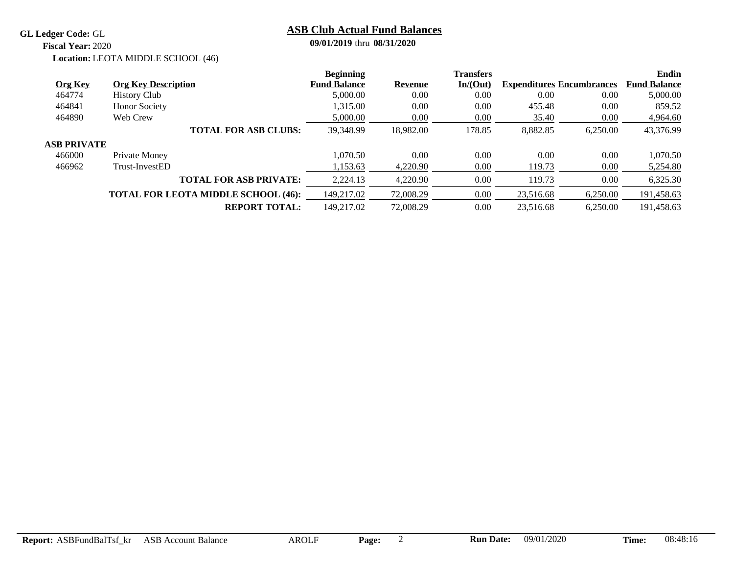**GL Ledger Code:** GL

**Fiscal Year:** 2020

**Location:** LEOTA MIDDLE SCHOOL (46)

## ASB Club Actual Fund Balances

**09/01/2019** thru **08/31/2020**

| Org Key | Org Key Description | Beginning Fund Balance | Revenue | Transfers In/(Out) | Expenditures | Encumbrances | Endin Fund Balance |
|---|---|---|---|---|---|---|---|
| 464774 | History Club | 5,000.00 | 0.00 | 0.00 | 0.00 | 0.00 | 5,000.00 |
| 464841 | Honor Society | 1,315.00 | 0.00 | 0.00 | 455.48 | 0.00 | 859.52 |
| 464890 | Web Crew | 5,000.00 | 0.00 | 0.00 | 35.40 | 0.00 | 4,964.60 |
| | **TOTAL FOR ASB CLUBS:** | 39,348.99 | 18,982.00 | 178.85 | 8,882.85 | 6,250.00 | 43,376.99 |
| **ASB PRIVATE** | | | | | | | |
| 466000 | Private Money | 1,070.50 | 0.00 | 0.00 | 0.00 | 0.00 | 1,070.50 |
| 466962 | Trust-InvestED | 1,153.63 | 4,220.90 | 0.00 | 119.73 | 0.00 | 5,254.80 |
| | **TOTAL FOR ASB PRIVATE:** | 2,224.13 | 4,220.90 | 0.00 | 119.73 | 0.00 | 6,325.30 |
| | **TOTAL FOR LEOTA MIDDLE SCHOOL (46):** | 149,217.02 | 72,008.29 | 0.00 | 23,516.68 | 6,250.00 | 191,458.63 |
| | **REPORT TOTAL:** | 149,217.02 | 72,008.29 | 0.00 | 23,516.68 | 6,250.00 | 191,458.63 |

**Report:** ASBFundBalTsf_kr ASB Account Balance AROLF **Run Date:** 09/01/2020 **Time:** 08:48:16